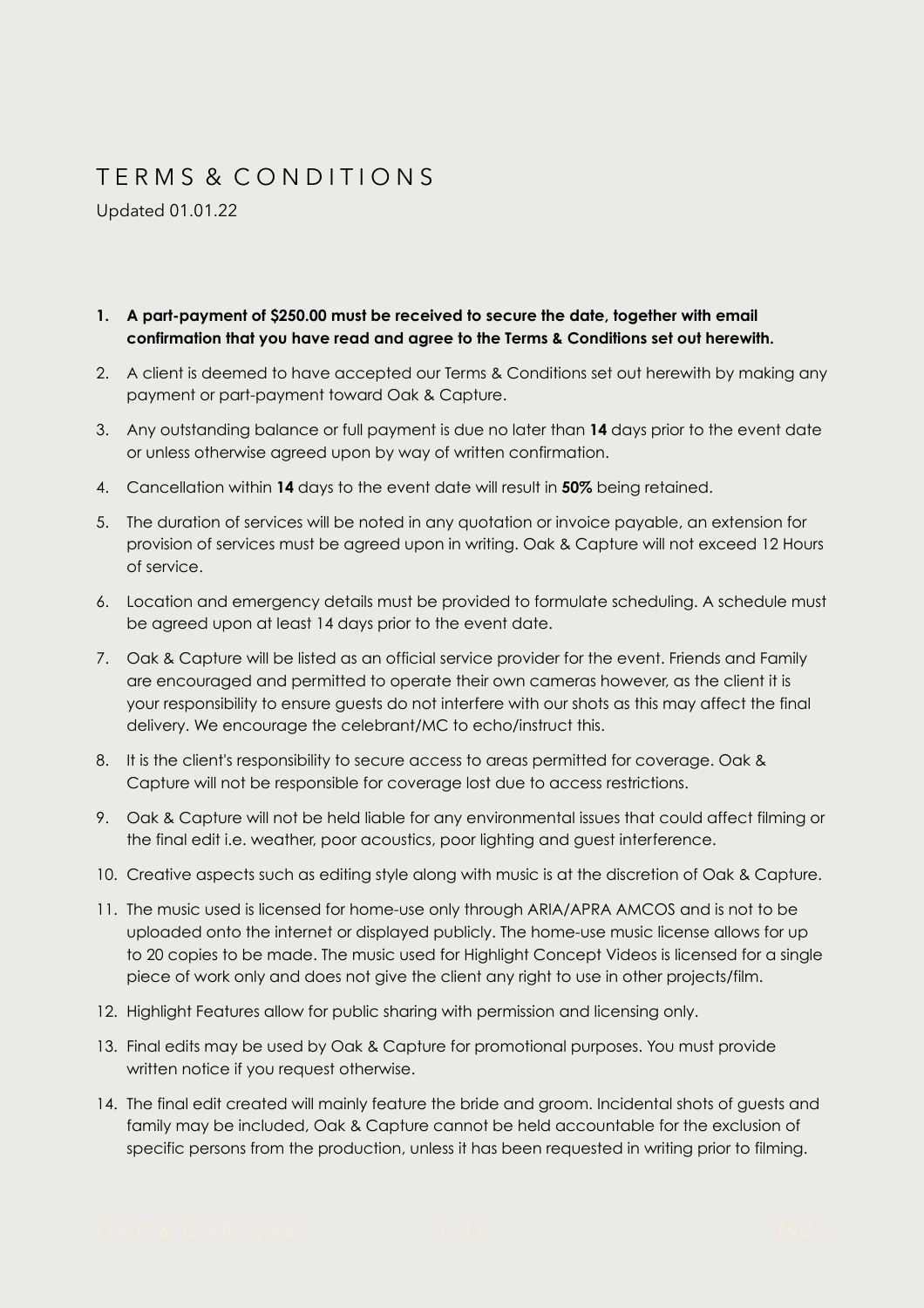# TERMS & CONDITIONS

Updated 01.01.22

1. **A part-payment of $250.00 must be received to secure the date, together with email confirmation that you have read and agree to the Terms & Conditions set out herewith.**
2. A client is deemed to have accepted our Terms & Conditions set out herewith by making any payment or part-payment toward Oak & Capture.
3. Any outstanding balance or full payment is due no later than **14** days prior to the event date or unless otherwise agreed upon by way of written confirmation.
4. Cancellation within **14** days to the event date will result in **50%** being retained.
5. The duration of services will be noted in any quotation or invoice payable, an extension for provision of services must be agreed upon in writing. Oak & Capture will not exceed 12 Hours of service.
6. Location and emergency details must be provided to formulate scheduling. A schedule must be agreed upon at least 14 days prior to the event date.
7. Oak & Capture will be listed as an official service provider for the event. Friends and Family are encouraged and permitted to operate their own cameras however, as the client it is your responsibility to ensure guests do not interfere with our shots as this may affect the final delivery. We encourage the celebrant/MC to echo/instruct this.
8. It is the client's responsibility to secure access to areas permitted for coverage. Oak & Capture will not be responsible for coverage lost due to access restrictions.
9. Oak & Capture will not be held liable for any environmental issues that could affect filming or the final edit i.e. weather, poor acoustics, poor lighting and guest interference.
10. Creative aspects such as editing style along with music is at the discretion of Oak & Capture.
11. The music used is licensed for home-use only through ARIA/APRA AMCOS and is not to be uploaded onto the internet or displayed publicly. The home-use music license allows for up to 20 copies to be made. The music used for Highlight Concept Videos is licensed for a single piece of work only and does not give the client any right to use in other projects/film.
12. Highlight Features allow for public sharing with permission and licensing only.
13. Final edits may be used by Oak & Capture for promotional purposes. You must provide written notice if you request otherwise.
14. The final edit created will mainly feature the bride and groom. Incidental shots of guests and family may be included, Oak & Capture cannot be held accountable for the exclusion of specific persons from the production, unless it has been requested in writing prior to filming.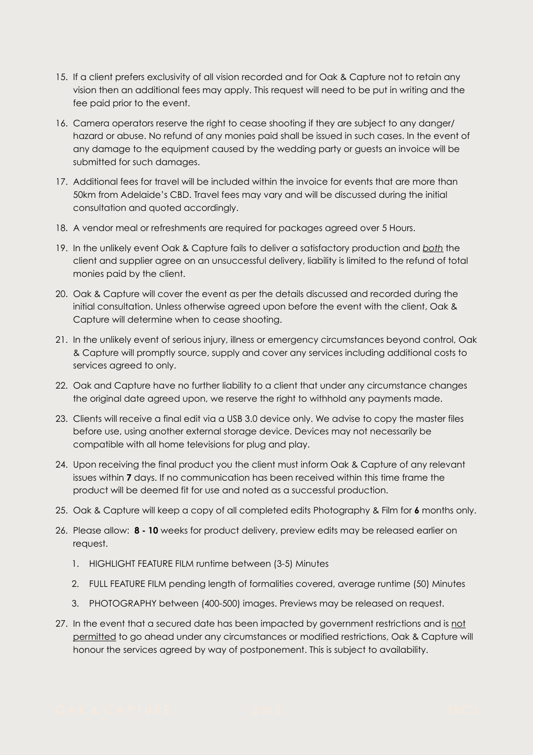15. If a client prefers exclusivity of all vision recorded and for Oak & Capture not to retain any vision then an additional fees may apply. This request will need to be put in writing and the fee paid prior to the event.

16. Camera operators reserve the right to cease shooting if they are subject to any danger/ hazard or abuse. No refund of any monies paid shall be issued in such cases. In the event of any damage to the equipment caused by the wedding party or guests an invoice will be submitted for such damages.

17. Additional fees for travel will be included within the invoice for events that are more than 50km from Adelaide's CBD. Travel fees may vary and will be discussed during the initial consultation and quoted accordingly.

18. A vendor meal or refreshments are required for packages agreed over 5 Hours.

19. In the unlikely event Oak & Capture fails to deliver a satisfactory production and *both* the client and supplier agree on an unsuccessful delivery, liability is limited to the refund of total monies paid by the client.

20. Oak & Capture will cover the event as per the details discussed and recorded during the initial consultation. Unless otherwise agreed upon before the event with the client, Oak & Capture will determine when to cease shooting.

21. In the unlikely event of serious injury, illness or emergency circumstances beyond control, Oak & Capture will promptly source, supply and cover any services including additional costs to services agreed to only.

22. Oak and Capture have no further liability to a client that under any circumstance changes the original date agreed upon, we reserve the right to withhold any payments made.

23. Clients will receive a final edit via a USB 3.0 device only. We advise to copy the master files before use, using another external storage device. Devices may not necessarily be compatible with all home televisions for plug and play.

24. Upon receiving the final product you the client must inform Oak & Capture of any relevant issues within **7** days. If no communication has been received within this time frame the product will be deemed fit for use and noted as a successful production.

25. Oak & Capture will keep a copy of all completed edits Photography & Film for **6** months only.

26. Please allow: **8 - 10** weeks for product delivery, preview edits may be released earlier on request.
    1. HIGHLIGHT FEATURE FILM runtime between (3-5) Minutes
    2. FULL FEATURE FILM pending length of formalities covered, average runtime (50) Minutes
    3. PHOTOGRAPHY between (400-500) images. Previews may be released on request.

27. In the event that a secured date has been impacted by government restrictions and is <u>not permitted</u> to go ahead under any circumstances or modified restrictions, Oak & Capture will honour the services agreed by way of postponement. This is subject to availability.